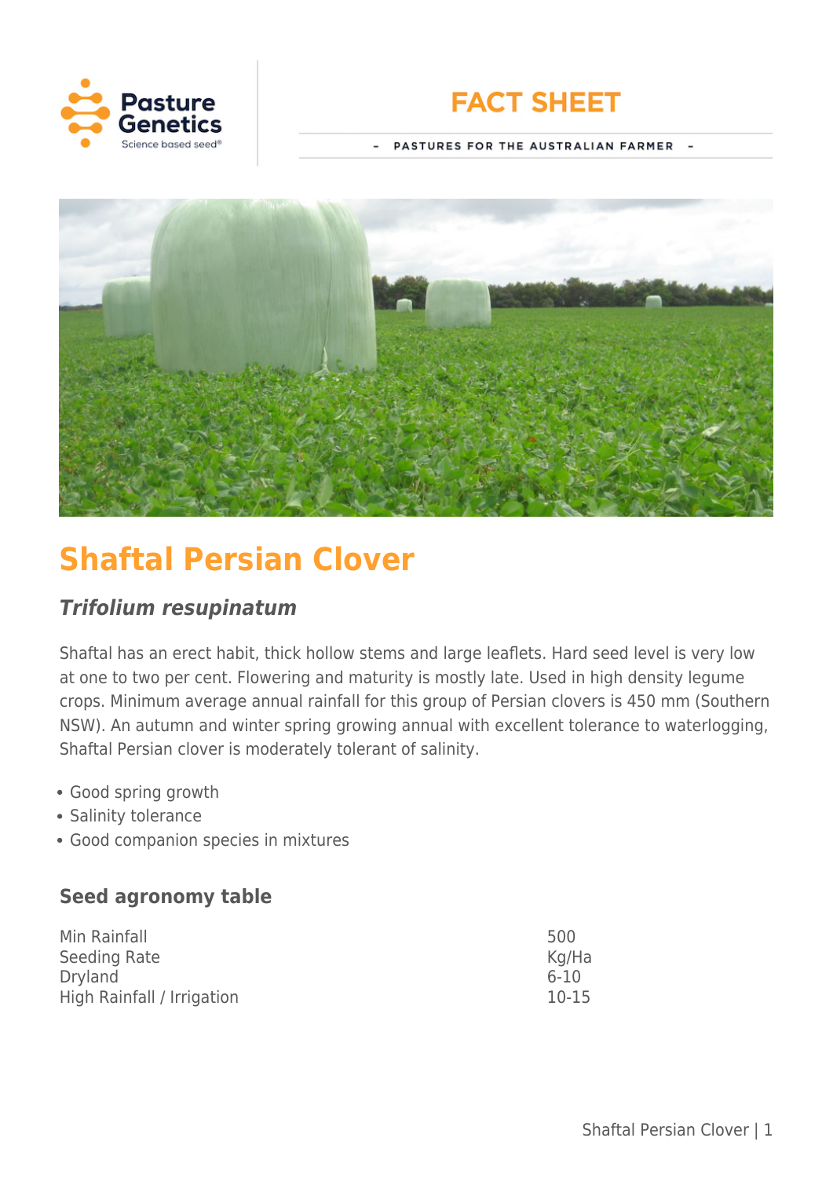Pasture Genetics
Science based seed®

# FACT SHEET

– PASTURES FOR THE AUSTRALIAN FARMER –

# Shaftal Persian Clover

## *Trifolium resupinatum*

Shaftal has an erect habit, thick hollow stems and large leaflets. Hard seed level is very low at one to two per cent. Flowering and maturity is mostly late. Used in high density legume crops. Minimum average annual rainfall for this group of Persian clovers is 450 mm (Southern NSW). An autumn and winter spring growing annual with excellent tolerance to waterlogging, Shaftal Persian clover is moderately tolerant of salinity.

- Good spring growth
- Salinity tolerance
- Good companion species in mixtures

### Seed agronomy table

| | |
|---|---|
| Min Rainfall | 500 |
| Seeding Rate | Kg/Ha |
| Dryland | 6-10 |
| High Rainfall / Irrigation | 10-15 |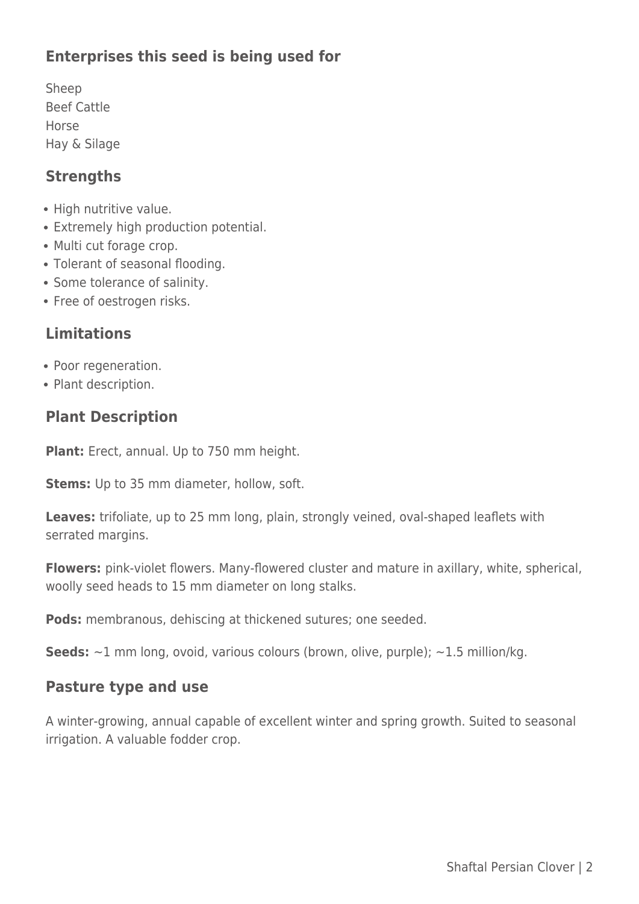## Enterprises this seed is being used for

Sheep
Beef Cattle
Horse
Hay & Silage

## Strengths

- High nutritive value.
- Extremely high production potential.
- Multi cut forage crop.
- Tolerant of seasonal flooding.
- Some tolerance of salinity.
- Free of oestrogen risks.

## Limitations

- Poor regeneration.
- Plant description.

## Plant Description

**Plant:** Erect, annual. Up to 750 mm height.

**Stems:** Up to 35 mm diameter, hollow, soft.

**Leaves:** trifoliate, up to 25 mm long, plain, strongly veined, oval-shaped leaflets with serrated margins.

**Flowers:** pink-violet flowers. Many-flowered cluster and mature in axillary, white, spherical, woolly seed heads to 15 mm diameter on long stalks.

**Pods:** membranous, dehiscing at thickened sutures; one seeded.

**Seeds:** ~1 mm long, ovoid, various colours (brown, olive, purple); ~1.5 million/kg.

## Pasture type and use

A winter-growing, annual capable of excellent winter and spring growth. Suited to seasonal irrigation. A valuable fodder crop.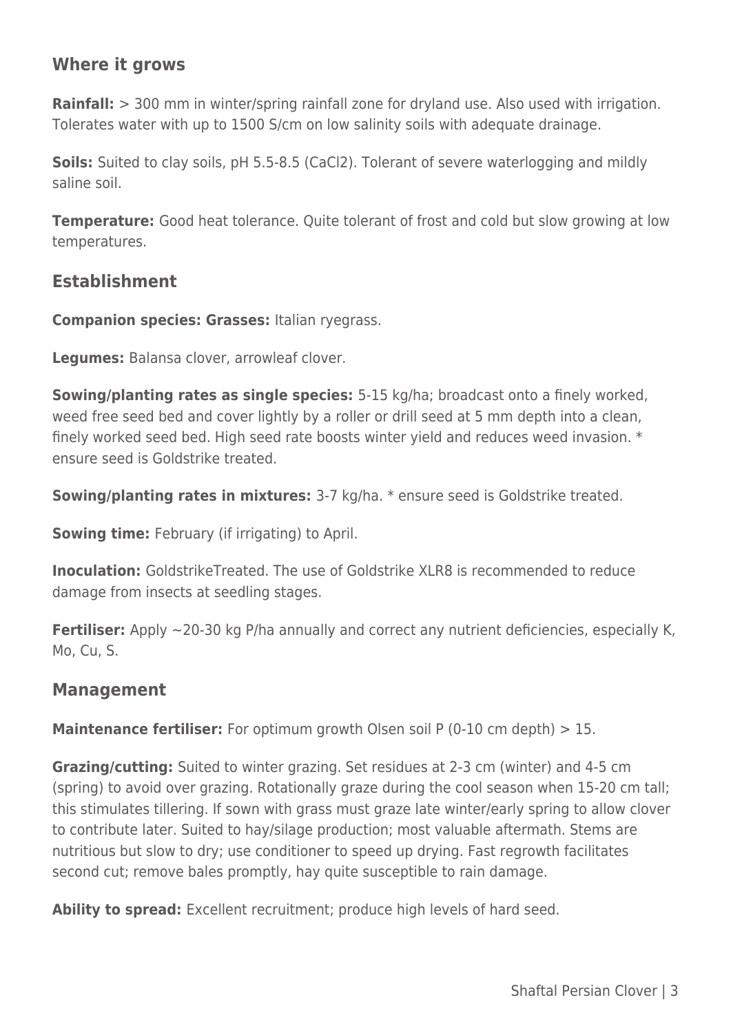## Where it grows

**Rainfall:** > 300 mm in winter/spring rainfall zone for dryland use. Also used with irrigation. Tolerates water with up to 1500 S/cm on low salinity soils with adequate drainage.

**Soils:** Suited to clay soils, pH 5.5-8.5 ($CaCl_2$). Tolerant of severe waterlogging and mildly saline soil.

**Temperature:** Good heat tolerance. Quite tolerant of frost and cold but slow growing at low temperatures.

## Establishment

**Companion species: Grasses:** Italian ryegrass.

**Legumes:** Balansa clover, arrowleaf clover.

**Sowing/planting rates as single species:** 5-15 kg/ha; broadcast onto a finely worked, weed free seed bed and cover lightly by a roller or drill seed at 5 mm depth into a clean, finely worked seed bed. High seed rate boosts winter yield and reduces weed invasion. * ensure seed is Goldstrike treated.

**Sowing/planting rates in mixtures:** 3-7 kg/ha. * ensure seed is Goldstrike treated.

**Sowing time:** February (if irrigating) to April.

**Inoculation:** GoldstrikeTreated. The use of Goldstrike XLR8 is recommended to reduce damage from insects at seedling stages.

**Fertiliser:** Apply ~20-30 kg P/ha annually and correct any nutrient deficiencies, especially K, Mo, Cu, S.

## Management

**Maintenance fertiliser:** For optimum growth Olsen soil P (0-10 cm depth) > 15.

**Grazing/cutting:** Suited to winter grazing. Set residues at 2-3 cm (winter) and 4-5 cm (spring) to avoid over grazing. Rotationally graze during the cool season when 15-20 cm tall; this stimulates tillering. If sown with grass must graze late winter/early spring to allow clover to contribute later. Suited to hay/silage production; most valuable aftermath. Stems are nutritious but slow to dry; use conditioner to speed up drying. Fast regrowth facilitates second cut; remove bales promptly, hay quite susceptible to rain damage.

**Ability to spread:** Excellent recruitment; produce high levels of hard seed.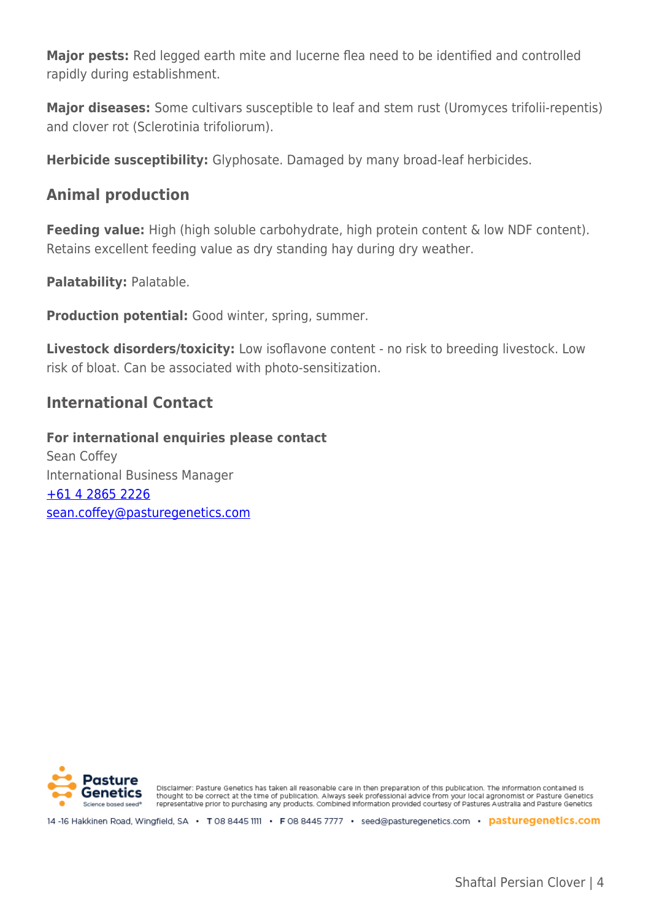**Major pests:** Red legged earth mite and lucerne flea need to be identified and controlled rapidly during establishment.

**Major diseases:** Some cultivars susceptible to leaf and stem rust (Uromyces trifolii-repentis) and clover rot (Sclerotinia trifoliorum).

**Herbicide susceptibility:** Glyphosate. Damaged by many broad-leaf herbicides.

## Animal production

**Feeding value:** High (high soluble carbohydrate, high protein content & low NDF content). Retains excellent feeding value as dry standing hay during dry weather.

**Palatability:** Palatable.

**Production potential:** Good winter, spring, summer.

**Livestock disorders/toxicity:** Low isoflavone content - no risk to breeding livestock. Low risk of bloat. Can be associated with photo-sensitization.

## International Contact

**For international enquiries please contact**
Sean Coffey
International Business Manager
+61 4 2865 2226
sean.coffey@pasturegenetics.com

Pasture Genetics
Science based seed®

Disclaimer: Pasture Genetics has taken all reasonable care in then preparation of this publication. The information contained is thought to be correct at the time of publication. Always seek professional advice from your local agronomist or Pasture Genetics representative prior to purchasing any products. Combined information provided courtesy of Pastures Australia and Pasture Genetics

14 -16 Hakkinen Road, Wingfield, SA • T 08 8445 1111 • F 08 8445 7777 • seed@pasturegenetics.com • pasturegenetics.com